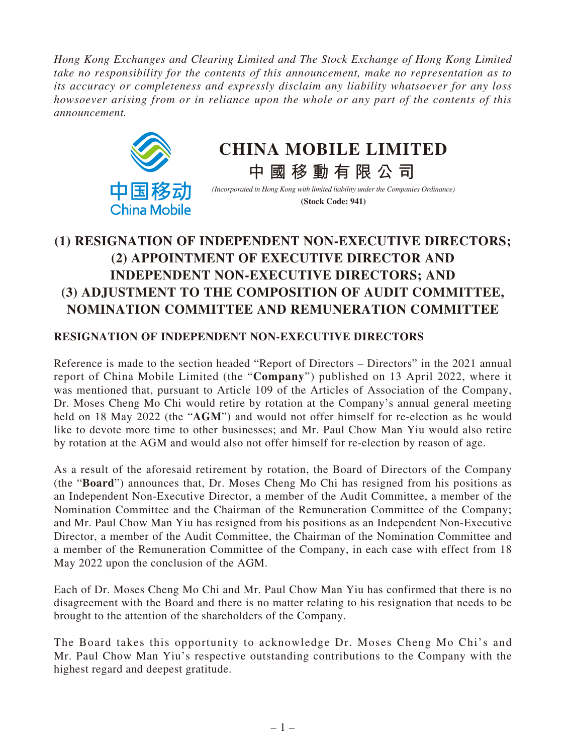*Hong Kong Exchanges and Clearing Limited and The Stock Exchange of Hong Kong Limited take no responsibility for the contents of this announcement, make no representation as to its accuracy or completeness and expressly disclaim any liability whatsoever for any loss howsoever arising from or in reliance upon the whole or any part of the contents of this announcement.*

# CHINA MOBILE LIMITED

**中國移動有限公司**

*(Incorporated in Hong Kong with limited liability under the Companies Ordinance)*

**(Stock Code: 941)**

# (1) RESIGNATION OF INDEPENDENT NON-EXECUTIVE DIRECTORS; (2) APPOINTMENT OF EXECUTIVE DIRECTOR AND INDEPENDENT NON-EXECUTIVE DIRECTORS; AND (3) ADJUSTMENT TO THE COMPOSITION OF AUDIT COMMITTEE, NOMINATION COMMITTEE AND REMUNERATION COMMITTEE

## RESIGNATION OF INDEPENDENT NON-EXECUTIVE DIRECTORS

Reference is made to the section headed "Report of Directors – Directors" in the 2021 annual report of China Mobile Limited (the "**Company**") published on 13 April 2022, where it was mentioned that, pursuant to Article 109 of the Articles of Association of the Company, Dr. Moses Cheng Mo Chi would retire by rotation at the Company's annual general meeting held on 18 May 2022 (the "**AGM**") and would not offer himself for re-election as he would like to devote more time to other businesses; and Mr. Paul Chow Man Yiu would also retire by rotation at the AGM and would also not offer himself for re-election by reason of age.

As a result of the aforesaid retirement by rotation, the Board of Directors of the Company (the "**Board**") announces that, Dr. Moses Cheng Mo Chi has resigned from his positions as an Independent Non-Executive Director, a member of the Audit Committee, a member of the Nomination Committee and the Chairman of the Remuneration Committee of the Company; and Mr. Paul Chow Man Yiu has resigned from his positions as an Independent Non-Executive Director, a member of the Audit Committee, the Chairman of the Nomination Committee and a member of the Remuneration Committee of the Company, in each case with effect from 18 May 2022 upon the conclusion of the AGM.

Each of Dr. Moses Cheng Mo Chi and Mr. Paul Chow Man Yiu has confirmed that there is no disagreement with the Board and there is no matter relating to his resignation that needs to be brought to the attention of the shareholders of the Company.

The Board takes this opportunity to acknowledge Dr. Moses Cheng Mo Chi's and Mr. Paul Chow Man Yiu's respective outstanding contributions to the Company with the highest regard and deepest gratitude.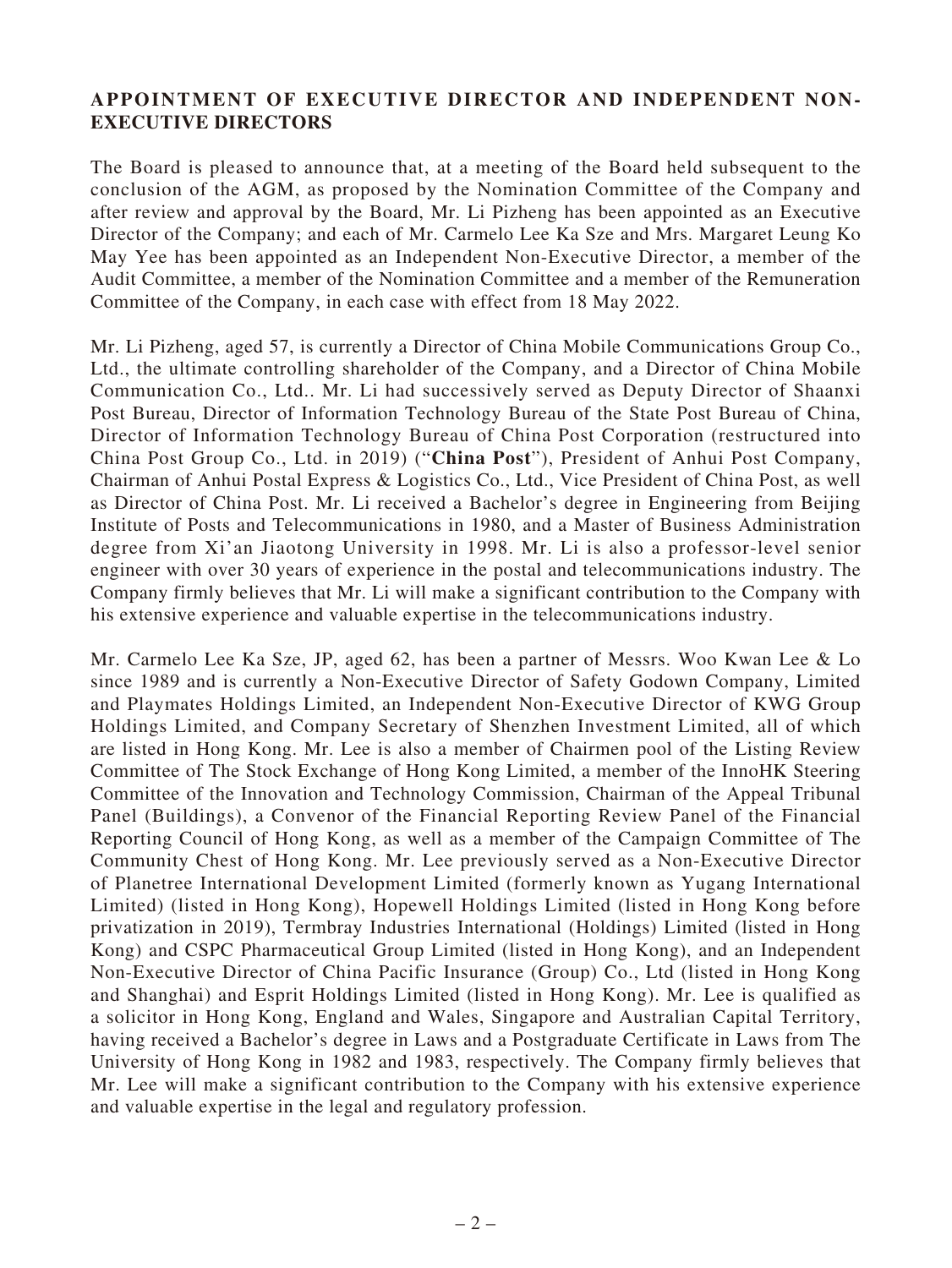## APPOINTMENT OF EXECUTIVE DIRECTOR AND INDEPENDENT NON-EXECUTIVE DIRECTORS

The Board is pleased to announce that, at a meeting of the Board held subsequent to the conclusion of the AGM, as proposed by the Nomination Committee of the Company and after review and approval by the Board, Mr. Li Pizheng has been appointed as an Executive Director of the Company; and each of Mr. Carmelo Lee Ka Sze and Mrs. Margaret Leung Ko May Yee has been appointed as an Independent Non-Executive Director, a member of the Audit Committee, a member of the Nomination Committee and a member of the Remuneration Committee of the Company, in each case with effect from 18 May 2022.

Mr. Li Pizheng, aged 57, is currently a Director of China Mobile Communications Group Co., Ltd., the ultimate controlling shareholder of the Company, and a Director of China Mobile Communication Co., Ltd.. Mr. Li had successively served as Deputy Director of Shaanxi Post Bureau, Director of Information Technology Bureau of the State Post Bureau of China, Director of Information Technology Bureau of China Post Corporation (restructured into China Post Group Co., Ltd. in 2019) ("**China Post**"), President of Anhui Post Company, Chairman of Anhui Postal Express & Logistics Co., Ltd., Vice President of China Post, as well as Director of China Post. Mr. Li received a Bachelor's degree in Engineering from Beijing Institute of Posts and Telecommunications in 1980, and a Master of Business Administration degree from Xi'an Jiaotong University in 1998. Mr. Li is also a professor-level senior engineer with over 30 years of experience in the postal and telecommunications industry. The Company firmly believes that Mr. Li will make a significant contribution to the Company with his extensive experience and valuable expertise in the telecommunications industry.

Mr. Carmelo Lee Ka Sze, JP, aged 62, has been a partner of Messrs. Woo Kwan Lee & Lo since 1989 and is currently a Non-Executive Director of Safety Godown Company, Limited and Playmates Holdings Limited, an Independent Non-Executive Director of KWG Group Holdings Limited, and Company Secretary of Shenzhen Investment Limited, all of which are listed in Hong Kong. Mr. Lee is also a member of Chairmen pool of the Listing Review Committee of The Stock Exchange of Hong Kong Limited, a member of the InnoHK Steering Committee of the Innovation and Technology Commission, Chairman of the Appeal Tribunal Panel (Buildings), a Convenor of the Financial Reporting Review Panel of the Financial Reporting Council of Hong Kong, as well as a member of the Campaign Committee of The Community Chest of Hong Kong. Mr. Lee previously served as a Non-Executive Director of Planetree International Development Limited (formerly known as Yugang International Limited) (listed in Hong Kong), Hopewell Holdings Limited (listed in Hong Kong before privatization in 2019), Termbray Industries International (Holdings) Limited (listed in Hong Kong) and CSPC Pharmaceutical Group Limited (listed in Hong Kong), and an Independent Non-Executive Director of China Pacific Insurance (Group) Co., Ltd (listed in Hong Kong and Shanghai) and Esprit Holdings Limited (listed in Hong Kong). Mr. Lee is qualified as a solicitor in Hong Kong, England and Wales, Singapore and Australian Capital Territory, having received a Bachelor's degree in Laws and a Postgraduate Certificate in Laws from The University of Hong Kong in 1982 and 1983, respectively. The Company firmly believes that Mr. Lee will make a significant contribution to the Company with his extensive experience and valuable expertise in the legal and regulatory profession.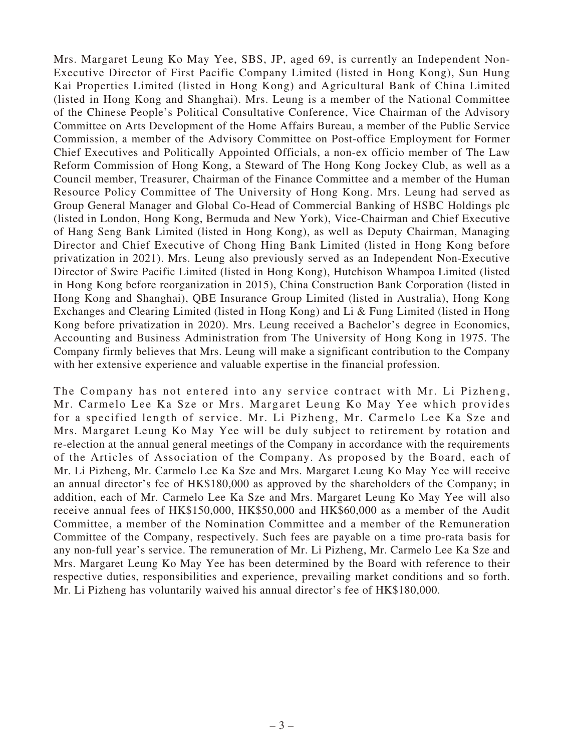Mrs. Margaret Leung Ko May Yee, SBS, JP, aged 69, is currently an Independent Non-Executive Director of First Pacific Company Limited (listed in Hong Kong), Sun Hung Kai Properties Limited (listed in Hong Kong) and Agricultural Bank of China Limited (listed in Hong Kong and Shanghai). Mrs. Leung is a member of the National Committee of the Chinese People's Political Consultative Conference, Vice Chairman of the Advisory Committee on Arts Development of the Home Affairs Bureau, a member of the Public Service Commission, a member of the Advisory Committee on Post-office Employment for Former Chief Executives and Politically Appointed Officials, a non-ex officio member of The Law Reform Commission of Hong Kong, a Steward of The Hong Kong Jockey Club, as well as a Council member, Treasurer, Chairman of the Finance Committee and a member of the Human Resource Policy Committee of The University of Hong Kong. Mrs. Leung had served as Group General Manager and Global Co-Head of Commercial Banking of HSBC Holdings plc (listed in London, Hong Kong, Bermuda and New York), Vice-Chairman and Chief Executive of Hang Seng Bank Limited (listed in Hong Kong), as well as Deputy Chairman, Managing Director and Chief Executive of Chong Hing Bank Limited (listed in Hong Kong before privatization in 2021). Mrs. Leung also previously served as an Independent Non-Executive Director of Swire Pacific Limited (listed in Hong Kong), Hutchison Whampoa Limited (listed in Hong Kong before reorganization in 2015), China Construction Bank Corporation (listed in Hong Kong and Shanghai), QBE Insurance Group Limited (listed in Australia), Hong Kong Exchanges and Clearing Limited (listed in Hong Kong) and Li & Fung Limited (listed in Hong Kong before privatization in 2020). Mrs. Leung received a Bachelor's degree in Economics, Accounting and Business Administration from The University of Hong Kong in 1975. The Company firmly believes that Mrs. Leung will make a significant contribution to the Company with her extensive experience and valuable expertise in the financial profession.

The Company has not entered into any service contract with Mr. Li Pizheng, Mr. Carmelo Lee Ka Sze or Mrs. Margaret Leung Ko May Yee which provides for a specified length of service. Mr. Li Pizheng, Mr. Carmelo Lee Ka Sze and Mrs. Margaret Leung Ko May Yee will be duly subject to retirement by rotation and re-election at the annual general meetings of the Company in accordance with the requirements of the Articles of Association of the Company. As proposed by the Board, each of Mr. Li Pizheng, Mr. Carmelo Lee Ka Sze and Mrs. Margaret Leung Ko May Yee will receive an annual director's fee of HK$180,000 as approved by the shareholders of the Company; in addition, each of Mr. Carmelo Lee Ka Sze and Mrs. Margaret Leung Ko May Yee will also receive annual fees of HK$150,000, HK$50,000 and HK$60,000 as a member of the Audit Committee, a member of the Nomination Committee and a member of the Remuneration Committee of the Company, respectively. Such fees are payable on a time pro-rata basis for any non-full year's service. The remuneration of Mr. Li Pizheng, Mr. Carmelo Lee Ka Sze and Mrs. Margaret Leung Ko May Yee has been determined by the Board with reference to their respective duties, responsibilities and experience, prevailing market conditions and so forth. Mr. Li Pizheng has voluntarily waived his annual director's fee of HK$180,000.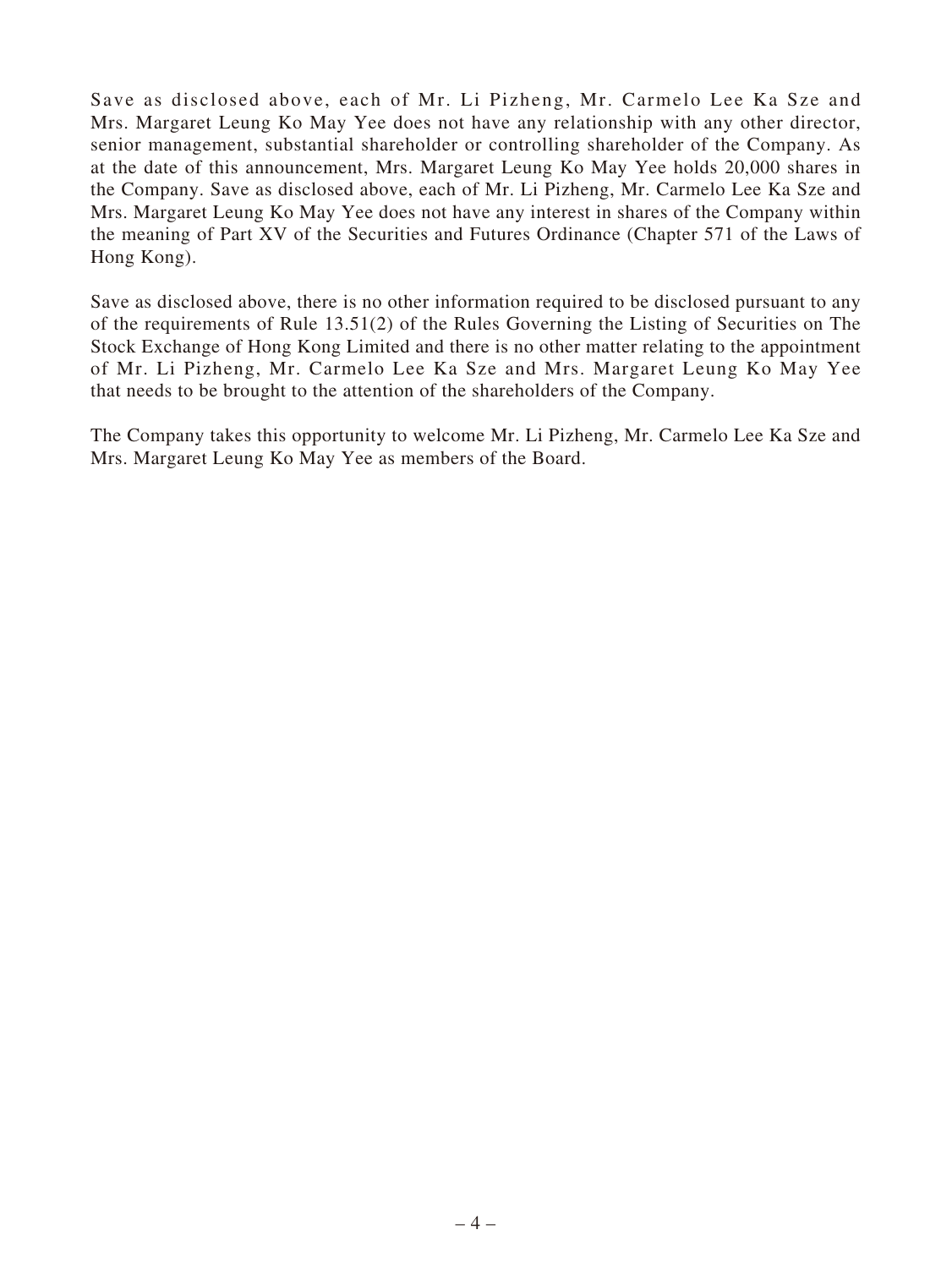Save as disclosed above, each of Mr. Li Pizheng, Mr. Carmelo Lee Ka Sze and Mrs. Margaret Leung Ko May Yee does not have any relationship with any other director, senior management, substantial shareholder or controlling shareholder of the Company. As at the date of this announcement, Mrs. Margaret Leung Ko May Yee holds 20,000 shares in the Company. Save as disclosed above, each of Mr. Li Pizheng, Mr. Carmelo Lee Ka Sze and Mrs. Margaret Leung Ko May Yee does not have any interest in shares of the Company within the meaning of Part XV of the Securities and Futures Ordinance (Chapter 571 of the Laws of Hong Kong).

Save as disclosed above, there is no other information required to be disclosed pursuant to any of the requirements of Rule 13.51(2) of the Rules Governing the Listing of Securities on The Stock Exchange of Hong Kong Limited and there is no other matter relating to the appointment of Mr. Li Pizheng, Mr. Carmelo Lee Ka Sze and Mrs. Margaret Leung Ko May Yee that needs to be brought to the attention of the shareholders of the Company.

The Company takes this opportunity to welcome Mr. Li Pizheng, Mr. Carmelo Lee Ka Sze and Mrs. Margaret Leung Ko May Yee as members of the Board.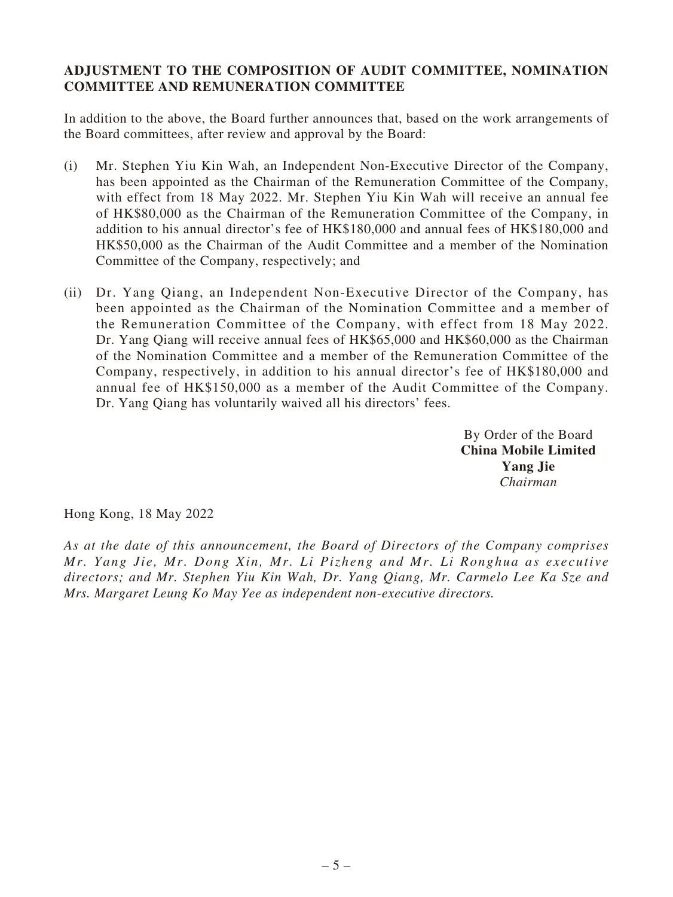## ADJUSTMENT TO THE COMPOSITION OF AUDIT COMMITTEE, NOMINATION COMMITTEE AND REMUNERATION COMMITTEE

In addition to the above, the Board further announces that, based on the work arrangements of the Board committees, after review and approval by the Board:

(i) Mr. Stephen Yiu Kin Wah, an Independent Non-Executive Director of the Company, has been appointed as the Chairman of the Remuneration Committee of the Company, with effect from 18 May 2022. Mr. Stephen Yiu Kin Wah will receive an annual fee of HK$80,000 as the Chairman of the Remuneration Committee of the Company, in addition to his annual director's fee of HK$180,000 and annual fees of HK$180,000 and HK$50,000 as the Chairman of the Audit Committee and a member of the Nomination Committee of the Company, respectively; and

(ii) Dr. Yang Qiang, an Independent Non-Executive Director of the Company, has been appointed as the Chairman of the Nomination Committee and a member of the Remuneration Committee of the Company, with effect from 18 May 2022. Dr. Yang Qiang will receive annual fees of HK$65,000 and HK$60,000 as the Chairman of the Nomination Committee and a member of the Remuneration Committee of the Company, respectively, in addition to his annual director's fee of HK$180,000 and annual fee of HK$150,000 as a member of the Audit Committee of the Company. Dr. Yang Qiang has voluntarily waived all his directors' fees.

By Order of the Board
**China Mobile Limited**
**Yang Jie**
*Chairman*

Hong Kong, 18 May 2022

*As at the date of this announcement, the Board of Directors of the Company comprises Mr. Yang Jie, Mr. Dong Xin, Mr. Li Pizheng and Mr. Li Ronghua as executive directors; and Mr. Stephen Yiu Kin Wah, Dr. Yang Qiang, Mr. Carmelo Lee Ka Sze and Mrs. Margaret Leung Ko May Yee as independent non-executive directors.*